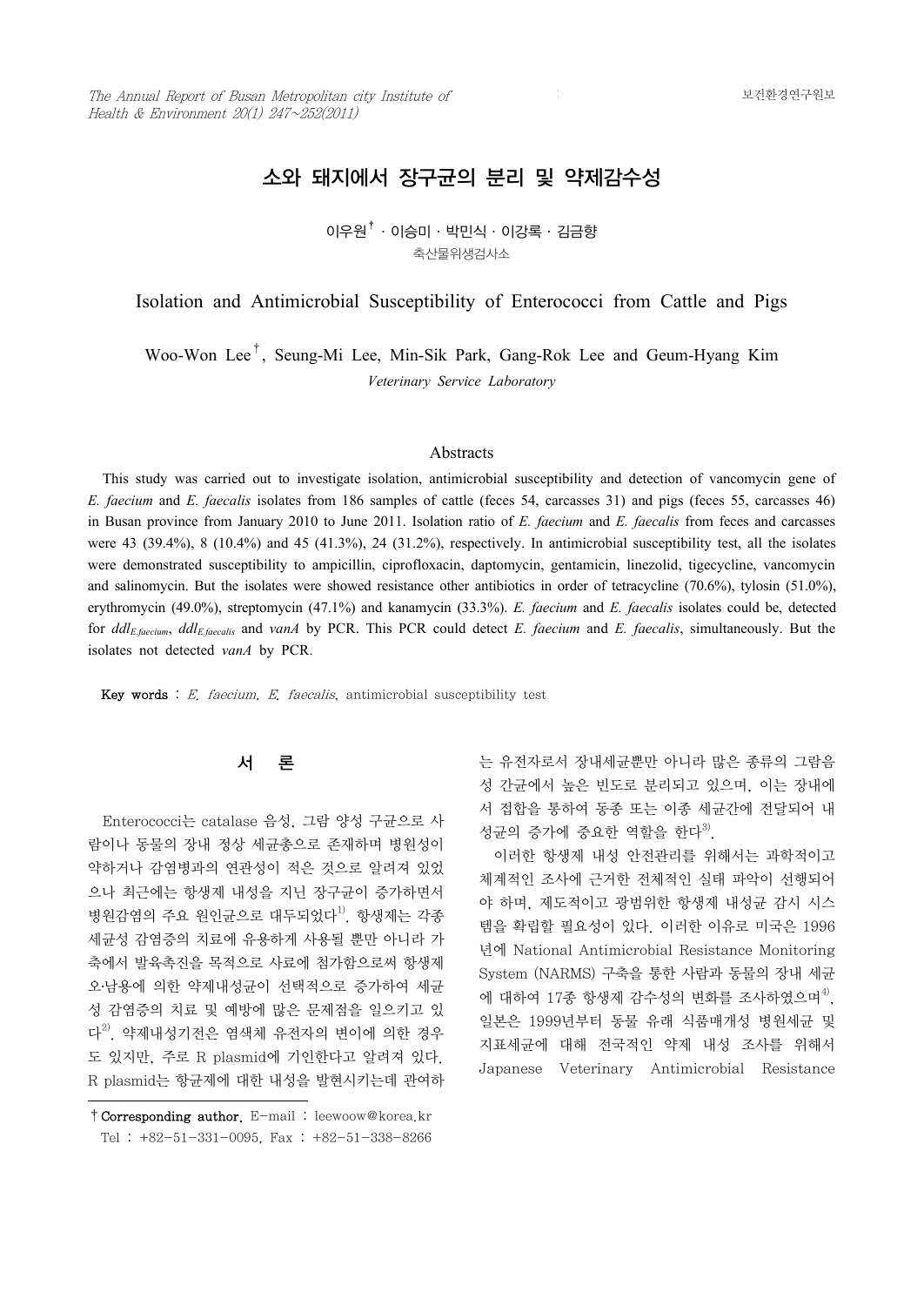# 소와 돼지에서 장구균의 분리 및 약제감수성

이우원[†] · 이승미 · 박민식 · 이강록 · 김금향

축산물위생검사소

# Isolation and Antimicrobial Susceptibility of Enterococci from Cattle and Pigs

Woo-Won Lee[†], Seung-Mi Lee, Min-Sik Park, Gang-Rok Lee and Geum-Hyang Kim

*Veterinary Service Laboratory*

## Abstracts

This study was carried out to investigate isolation, antimicrobial susceptibility and detection of vancomycin gene of *E. faecium* and *E. faecalis* isolates from 186 samples of cattle (feces 54, carcasses 31) and pigs (feces 55, carcasses 46) in Busan province from January 2010 to June 2011. Isolation ratio of *E. faecium* and *E. faecalis* from feces and carcasses were 43 (39.4%), 8 (10.4%) and 45 (41.3%), 24 (31.2%), respectively. In antimicrobial susceptibility test, all the isolates were demonstrated susceptibility to ampicillin, ciprofloxacin, daptomycin, gentamicin, linezolid, tigecycline, vancomycin and salinomycin. But the isolates were showed resistance other antibiotics in order of tetracycline (70.6%), tylosin (51.0%), erythromycin (49.0%), streptomycin (47.1%) and kanamycin (33.3%). *E. faecium* and *E. faecalis* isolates could be, detected for $ddl_{E.faecium}$, $ddl_{E.faecalis}$ and *vanA* by PCR. This PCR could detect *E. faecium* and *E. faecalis*, simultaneously. But the isolates not detected *vanA* by PCR.

**Key words** : *E. faecium*, *E. faecalis*, antimicrobial susceptibility test

## 서 론

Enterococci는 catalase 음성, 그람 양성 구균으로 사람이나 동물의 장내 정상 세균총으로 존재하며 병원성이 약하거나 감염병과의 연관성이 적은 것으로 알려져 있었으나 최근에는 항생제 내성을 지닌 장구균이 증가하면서 병원감염의 주요 원인균으로 대두되었다[1]. 항생제는 각종 세균성 감염증의 치료에 유용하게 사용될 뿐만 아니라 가축에서 발육촉진을 목적으로 사료에 첨가함으로써 항생제 오·남용에 의한 약제내성균이 선택적으로 증가하여 세균성 감염증의 치료 및 예방에 많은 문제점을 일으키고 있다[2]. 약제내성기전은 염색체 유전자의 변이에 의한 경우도 있지만, 주로 R plasmid에 기인한다고 알려져 있다. R plasmid는 항균제에 대한 내성을 발현시키는데 관여하는 유전자로서 장내세균뿐만 아니라 많은 종류의 그람음성 간균에서 높은 빈도로 분리되고 있으며, 이는 장내에서 접합을 통하여 동종 또는 이종 세균간에 전달되어 내성균의 증가에 중요한 역할을 한다[3].

이러한 항생제 내성 안전관리를 위해서는 과학적이고 체계적인 조사에 근거한 전체적인 실태 파악이 선행되어야 하며, 제도적이고 광범위한 항생제 내성균 감시 시스템을 확립할 필요성이 있다. 이러한 이유로 미국은 1996년에 National Antimicrobial Resistance Monitoring System (NARMS) 구축을 통한 사람과 동물의 장내 세균에 대하여 17종 항생제 감수성의 변화를 조사하였으며[4], 일본은 1999년부터 동물 유래 식품매개성 병원세균 및 지표세균에 대해 전국적인 약제 내성 조사를 위해서 Japanese Veterinary Antimicrobial Resistance

† **Corresponding author.** E-mail : leewoow@korea.kr
Tel : +82-51-331-0095, Fax : +82-51-338-8266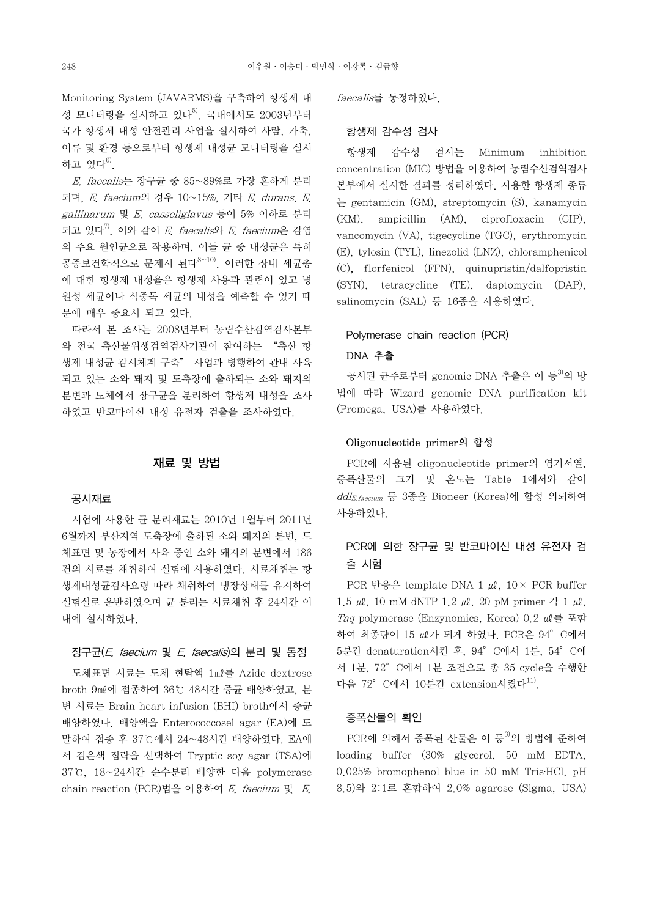Monitoring System (JAVARMS)을 구축하여 항생제 내성 모니터링을 실시하고 있다[5]. 국내에서도 2003년부터 국가 항생제 내성 안전관리 사업을 실시하여 사람, 가축, 어류 및 환경 등으로부터 항생제 내성균 모니터링을 실시하고 있다[6].

*E. faecalis*는 장구균 중 85~89%로 가장 흔하게 분리되며, *E. faecium*의 경우 10~15%, 기타 *E. durans*, *E. gallinarum* 및 *E. casseliglavus* 등이 5% 이하로 분리되고 있다[7]. 이와 같이 *E. faecalis*와 *E. faecium*은 감염의 주요 원인균으로 작용하며, 이들 균 중 내성균은 특히 공중보건학적으로 문제시 된다[8~10]. 이러한 장내 세균총에 대한 항생제 내성율은 항생제 사용과 관련이 있고 병원성 세균이나 식중독 세균의 내성을 예측할 수 있기 때문에 매우 중요시 되고 있다.

따라서 본 조사는 2008년부터 농림수산검역검사본부와 전국 축산물위생검역검사기관이 참여하는 "축산 항생제 내성균 감시체계 구축" 사업과 병행하여 관내 사육되고 있는 소와 돼지 및 도축장에 출하되는 소와 돼지의 분변과 도체에서 장구균을 분리하여 항생제 내성을 조사하였고 반코마이신 내성 유전자 검출을 조사하였다.

## 재료 및 방법

### 공시재료

시험에 사용한 균 분리재료는 2010년 1월부터 2011년 6월까지 부산지역 도축장에 출하된 소와 돼지의 분변, 도체표면 및 농장에서 사육 중인 소와 돼지의 분변에서 186건의 시료를 채취하여 실험에 사용하였다. 시료채취는 항생제내성균검사요령 따라 채취하여 냉장상태를 유지하여 실험실로 운반하였으며 균 분리는 시료채취 후 24시간 이내에 실시하였다.

### 장구균(*E. faecium* 및 *E. faecalis*)의 분리 및 동정

도체표면 시료는 도체 현탁액 1㎖를 Azide dextrose broth 9㎖에 접종하여 36℃ 48시간 증균 배양하였고, 분변 시료는 Brain heart infusion (BHI) broth에서 증균 배양하였다. 배양액을 Enterococcosel agar (EA)에 도말하여 접종 후 37℃에서 24~48시간 배양하였다. EA에서 검은색 집락을 선택하여 Tryptic soy agar (TSA)에 37℃, 18~24시간 순수분리 배양한 다음 polymerase chain reaction (PCR)법을 이용하여 *E. faecium* 및 *E. faecalis*를 동정하였다.

### 항생제 감수성 검사

항생제 감수성 검사는 Minimum inhibition concentration (MIC) 방법을 이용하여 농림수산검역검사본부에서 실시한 결과를 정리하였다. 사용한 항생제 종류는 gentamicin (GM), streptomycin (S), kanamycin (KM), ampicillin (AM), ciprofloxacin (CIP), vancomycin (VA), tigecycline (TGC), erythromycin (E), tylosin (TYL), linezolid (LNZ), chloramphenicol (C), florfenicol (FFN), quinupristin/dalfopristin (SYN), tetracycline (TE), daptomycin (DAP), salinomycin (SAL) 등 16종을 사용하였다.

### Polymerase chain reaction (PCR)

#### DNA 추출

공시된 균주로부터 genomic DNA 추출은 이 등[3]의 방법에 따라 Wizard genomic DNA purification kit (Promega, USA)를 사용하였다.

#### Oligonucleotide primer의 합성

PCR에 사용된 oligonucleotide primer의 염기서열, 증폭산물의 크기 및 온도는 Table 1에서와 같이 $ddl_{E. faecium}$ 등 3종을 Bioneer (Korea)에 합성 의뢰하여 사용하였다.

### PCR에 의한 장구균 및 반코마이신 내성 유전자 검출 시험

PCR 반응은 template DNA 1 ㎕, 10× PCR buffer 1.5 ㎕, 10 mM dNTP 1.2 ㎕, 20 pM primer 각 1 ㎕, *Taq* polymerase (Enzynomics, Korea) 0.2 ㎕를 포함하여 최종량이 15 ㎕가 되게 하였다. PCR은 94° C에서 5분간 denaturation시킨 후, 94° C에서 1분, 54° C에서 1분, 72° C에서 1분 조건으로 총 35 cycle을 수행한 다음 72° C에서 10분간 extension시켰다[11].

### 증폭산물의 확인

PCR에 의해서 증폭된 산물은 이 등[3]의 방법에 준하여 loading buffer (30% glycerol, 50 mM EDTA, 0.025% bromophenol blue in 50 mM Tris·HCl, pH 8.5)와 2:1로 혼합하여 2.0% agarose (Sigma, USA)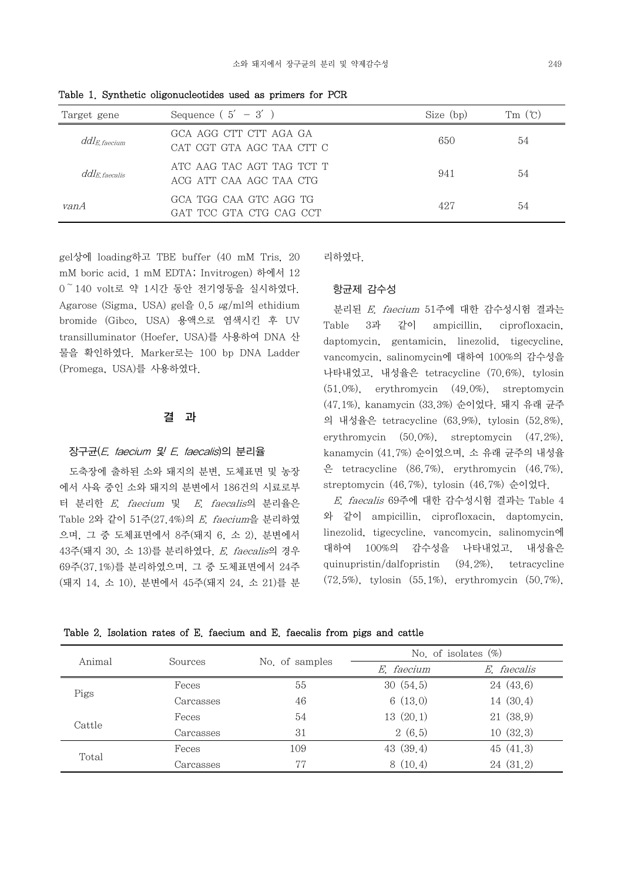Table 1. Synthetic oligonucleotides used as primers for PCR

| Target gene | Sequence ( 5′ – 3′ ) | Size (bp) | Tm (℃) |
|---|---|---|---|
| $ddl_{E. faecium}$ | GCA AGG CTT CTT AGA GA<br>CAT CGT GTA AGC TAA CTT C | 650 | 54 |
| $ddl_{E. faecalis}$ | ATC AAG TAC AGT TAG TCT T<br>ACG ATT CAA AGC TAA CTG | 941 | 54 |
| *vanA* | GCA TGG CAA GTC AGG TG<br>GAT TCC GTA CTG CAG CCT | 427 | 54 |

gel상에 loading하고 TBE buffer (40 mM Tris, 20 mM boric acid, 1 mM EDTA; Invitrogen) 하에서 120~140 volt로 약 1시간 동안 전기영동을 실시하였다. Agarose (Sigma, USA) gel을 0.5 ㎍/ml의 ethidium bromide (Gibco, USA) 용액으로 염색시킨 후 UV transilluminator (Hoefer, USA)를 사용하여 DNA 산물을 확인하였다. Marker로는 100 bp DNA Ladder (Promega, USA)를 사용하였다.

## 결 과

### 장구균(*E. faecium* 및 *E. faecalis*)의 분리율

도축장에 출하된 소와 돼지의 분변, 도체표면 및 농장에서 사육 중인 소와 돼지의 분변에서 186건의 시료로부터 분리한 *E. faecium* 및 *E. faecalis*의 분리율은 Table 2와 같이 51주(27.4%)의 *E. faecium*을 분리하였으며, 그 중 도체표면에서 8주(돼지 6, 소 2), 분변에서 43주(돼지 30, 소 13)를 분리하였다. *E. faecalis*의 경우 69주(37.1%)를 분리하였으며, 그 중 도체표면에서 24주(돼지 14, 소 10), 분변에서 45주(돼지 24, 소 21)를 분리하였다.

### 항균제 감수성

분리된 *E. faecium* 51주에 대한 감수성시험 결과는 Table 3과 같이 ampicillin, ciprofloxacin, daptomycin, gentamicin, linezolid, tigecycline, vancomycin, salinomycin에 대하여 100%의 감수성을 나타내었고, 내성율은 tetracycline (70.6%), tylosin (51.0%), erythromycin (49.0%), streptomycin (47.1%), kanamycin (33.3%) 순이었다. 돼지 유래 균주의 내성율은 tetracycline (63.9%), tylosin (52.8%), erythromycin (50.0%), streptomycin (47.2%), kanamycin (41.7%) 순이었으며, 소 유래 균주의 내성율은 tetracycline (86.7%), erythromycin (46.7%), streptomycin (46.7%), tylosin (46.7%) 순이었다.

*E. faecalis* 69주에 대한 감수성시험 결과는 Table 4와 같이 ampicillin, ciprofloxacin, daptomycin, linezolid, tigecycline, vancomycin, salinomycin에 대하여 100%의 감수성을 나타내었고, 내성율은 quinupristin/dalfopristin (94.2%), tetracycline (72.5%), tylosin (55.1%), erythromycin (50.7%),

Table 2. Isolation rates of E. faecium and E. faecalis from pigs and cattle

| Animal | Sources | No. of samples | No. of isolates (%) | |
|---|---|---|---|---|
| | | | *E. faecium* | *E. faecalis* |
| Pigs | Feces | 55 | 30 (54.5) | 24 (43.6) |
| | Carcasses | 46 | 6 (13.0) | 14 (30.4) |
| Cattle | Feces | 54 | 13 (20.1) | 21 (38.9) |
| | Carcasses | 31 | 2 (6.5) | 10 (32.3) |
| Total | Feces | 109 | 43 (39.4) | 45 (41.3) |
| | Carcasses | 77 | 8 (10.4) | 24 (31.2) |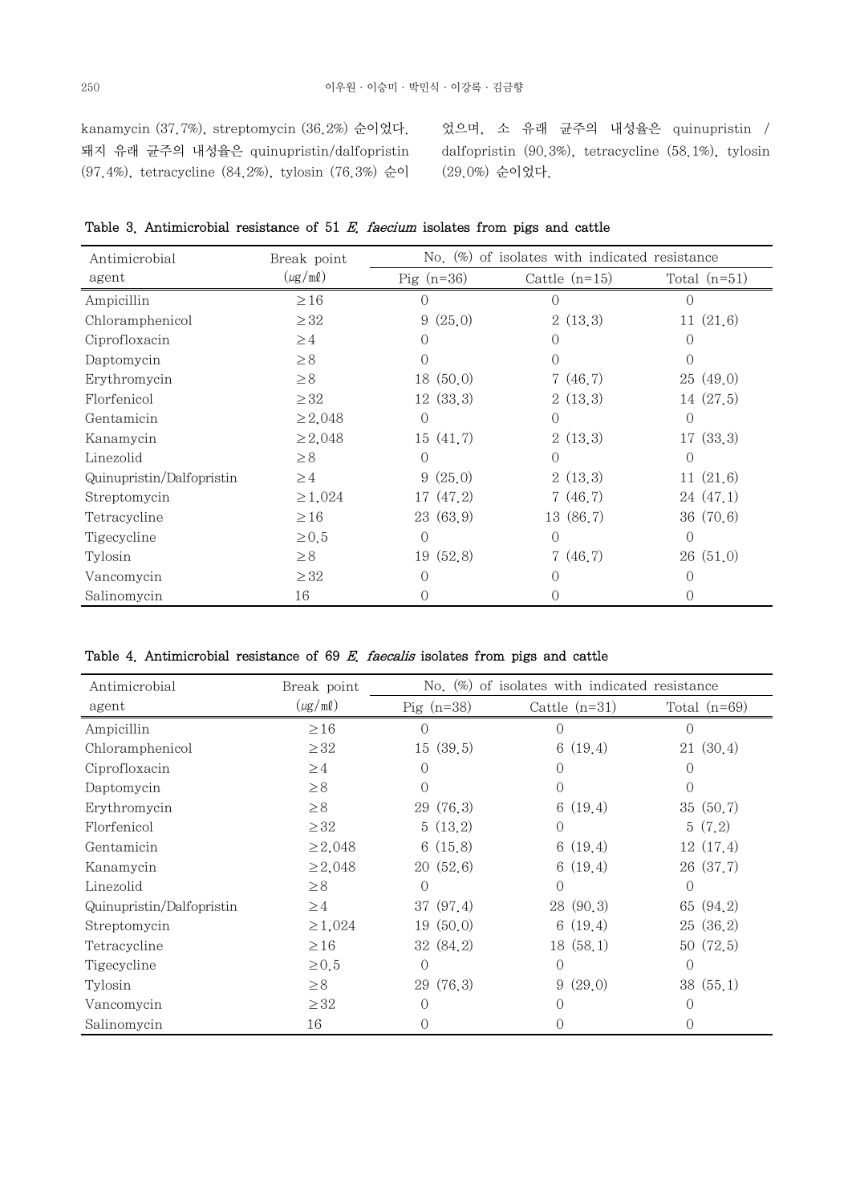kanamycin (37.7%), streptomycin (36.2%) 순이었다. 돼지 유래 균주의 내성율은 quinupristin/dalfopristin (97.4%), tetracycline (84.2%), tylosin (76.3%) 순이었으며, 소 유래 균주의 내성율은 quinupristin / dalfopristin (90.3%), tetracycline (58.1%), tylosin (29.0%) 순이었다.

Table 3. Antimicrobial resistance of 51 *E. faecium* isolates from pigs and cattle

| Antimicrobial agent | Break point (μg/mℓ) | No. (%) of isolates with indicated resistance | | |
|---|---|---|---|---|
| | | Pig (n=36) | Cattle (n=15) | Total (n=51) |
| Ampicillin | ≥16 | 0 | 0 | 0 |
| Chloramphenicol | ≥32 | 9 (25.0) | 2 (13.3) | 11 (21.6) |
| Ciprofloxacin | ≥4 | 0 | 0 | 0 |
| Daptomycin | ≥8 | 0 | 0 | 0 |
| Erythromycin | ≥8 | 18 (50.0) | 7 (46.7) | 25 (49.0) |
| Florfenicol | ≥32 | 12 (33.3) | 2 (13.3) | 14 (27.5) |
| Gentamicin | ≥2,048 | 0 | 0 | 0 |
| Kanamycin | ≥2,048 | 15 (41.7) | 2 (13.3) | 17 (33.3) |
| Linezolid | ≥8 | 0 | 0 | 0 |
| Quinupristin/Dalfopristin | ≥4 | 9 (25.0) | 2 (13.3) | 11 (21.6) |
| Streptomycin | ≥1,024 | 17 (47.2) | 7 (46.7) | 24 (47.1) |
| Tetracycline | ≥16 | 23 (63.9) | 13 (86.7) | 36 (70.6) |
| Tigecycline | ≥0.5 | 0 | 0 | 0 |
| Tylosin | ≥8 | 19 (52.8) | 7 (46.7) | 26 (51.0) |
| Vancomycin | ≥32 | 0 | 0 | 0 |
| Salinomycin | 16 | 0 | 0 | 0 |

Table 4. Antimicrobial resistance of 69 *E. faecalis* isolates from pigs and cattle

| Antimicrobial agent | Break point (μg/mℓ) | No. (%) of isolates with indicated resistance | | |
|---|---|---|---|---|
| | | Pig (n=38) | Cattle (n=31) | Total (n=69) |
| Ampicillin | ≥16 | 0 | 0 | 0 |
| Chloramphenicol | ≥32 | 15 (39.5) | 6 (19.4) | 21 (30.4) |
| Ciprofloxacin | ≥4 | 0 | 0 | 0 |
| Daptomycin | ≥8 | 0 | 0 | 0 |
| Erythromycin | ≥8 | 29 (76.3) | 6 (19.4) | 35 (50.7) |
| Florfenicol | ≥32 | 5 (13.2) | 0 | 5 (7.2) |
| Gentamicin | ≥2,048 | 6 (15.8) | 6 (19.4) | 12 (17.4) |
| Kanamycin | ≥2,048 | 20 (52.6) | 6 (19.4) | 26 (37.7) |
| Linezolid | ≥8 | 0 | 0 | 0 |
| Quinupristin/Dalfopristin | ≥4 | 37 (97.4) | 28 (90.3) | 65 (94.2) |
| Streptomycin | ≥1,024 | 19 (50.0) | 6 (19.4) | 25 (36.2) |
| Tetracycline | ≥16 | 32 (84.2) | 18 (58.1) | 50 (72.5) |
| Tigecycline | ≥0.5 | 0 | 0 | 0 |
| Tylosin | ≥8 | 29 (76.3) | 9 (29.0) | 38 (55.1) |
| Vancomycin | ≥32 | 0 | 0 | 0 |
| Salinomycin | 16 | 0 | 0 | 0 |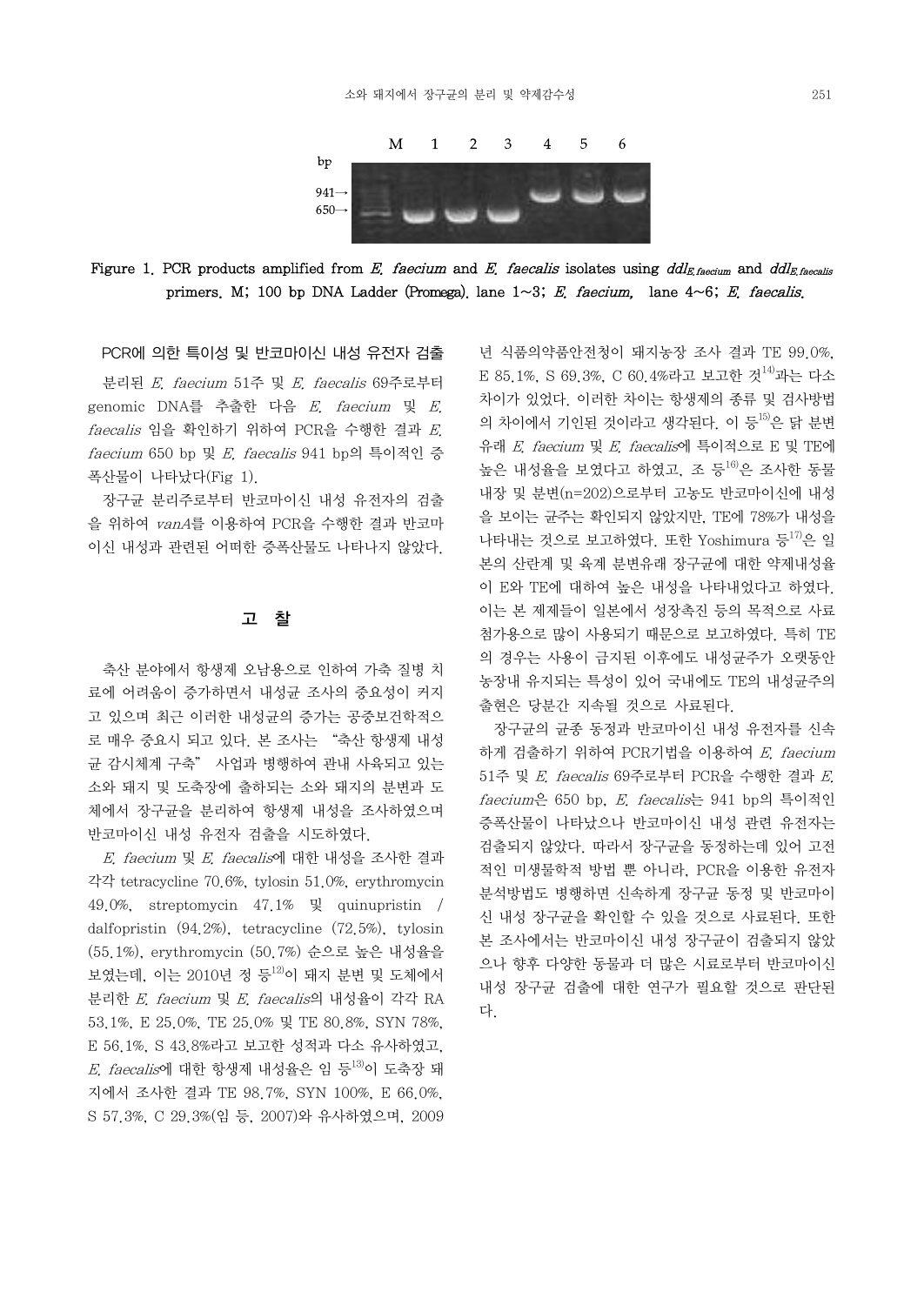Figure 1. PCR products amplified from *E. faecium* and *E. faecalis* isolates using $ddl_{E.faecium}$ and $ddl_{E.faecalis}$ primers. M; 100 bp DNA Ladder (Promega). lane 1~3; *E. faecium*, lane 4~6; *E. faecalis*.

### PCR에 의한 특이성 및 반코마이신 내성 유전자 검출

분리된 *E. faecium* 51주 및 *E. faecalis* 69주로부터 genomic DNA를 추출한 다음 *E. faecium* 및 *E. faecalis* 임을 확인하기 위하여 PCR을 수행한 결과 *E. faecium* 650 bp 및 *E. faecalis* 941 bp의 특이적인 증폭산물이 나타났다(Fig 1).

장구균 분리주로부터 반코마이신 내성 유전자의 검출을 위하여 *vanA*를 이용하여 PCR을 수행한 결과 반코마이신 내성과 관련된 어떠한 증폭산물도 나타나지 않았다.

## 고 찰

축산 분야에서 항생제 오남용으로 인하여 가축 질병 치료에 어려움이 증가하면서 내성균 조사의 중요성이 커지고 있으며 최근 이러한 내성균의 증가는 공중보건학적으로 매우 중요시 되고 있다. 본 조사는 "축산 항생제 내성균 감시체계 구축" 사업과 병행하여 관내 사육되고 있는 소와 돼지 및 도축장에 출하되는 소와 돼지의 분변과 도체에서 장구균을 분리하여 항생제 내성을 조사하였으며 반코마이신 내성 유전자 검출을 시도하였다.

*E. faecium* 및 *E. faecalis*에 대한 내성을 조사한 결과 각각 tetracycline 70.6%, tylosin 51.0%, erythromycin 49.0%, streptomycin 47.1% 및 quinupristin / dalfopristin (94.2%), tetracycline (72.5%), tylosin (55.1%), erythromycin (50.7%) 순으로 높은 내성율을 보였는데, 이는 2010년 정 등[12]이 돼지 분변 및 도체에서 분리한 *E. faecium* 및 *E. faecalis*의 내성율이 각각 RA 53.1%, E 25.0%, TE 25.0% 및 TE 80.8%, SYN 78%, E 56.1%, S 43.8%라고 보고한 성적과 다소 유사하였고, *E. faecalis*에 대한 항생제 내성율은 임 등[13]이 도축장 돼지에서 조사한 결과 TE 98.7%, SYN 100%, E 66.0%, S 57.3%, C 29.3%(임 등, 2007)와 유사하였으며, 2009년 식품의약품안전청이 돼지농장 조사 결과 TE 99.0%, E 85.1%, S 69.3%, C 60.4%라고 보고한 것[14]과는 다소 차이가 있었다. 이러한 차이는 항생제의 종류 및 검사방법의 차이에서 기인된 것이라고 생각된다. 이 등[15]은 닭 분변유래 *E. faecium* 및 *E. faecalis*에 특이적으로 E 및 TE에 높은 내성율을 보였다고 하였고, 조 등[16]은 조사한 동물 내장 및 분변(n=202)으로부터 고농도 반코마이신에 내성을 보이는 균주는 확인되지 않았지만, TE에 78%가 내성을 나타내는 것으로 보고하였다. 또한 Yoshimura 등[17]은 일본의 산란계 및 육계 분변유래 장구균에 대한 약제내성율이 E와 TE에 대하여 높은 내성을 나타내었다고 하였다. 이는 본 제제들이 일본에서 성장촉진 등의 목적으로 사료첨가용으로 많이 사용되기 때문으로 보고하였다. 특히 TE의 경우는 사용이 금지된 이후에도 내성균주가 오랫동안 농장내 유지되는 특성이 있어 국내에도 TE의 내성균주의 출현은 당분간 지속될 것으로 사료된다.

장구균의 균종 동정과 반코마이신 내성 유전자를 신속하게 검출하기 위하여 PCR기법을 이용하여 *E. faecium* 51주 및 *E. faecalis* 69주로부터 PCR을 수행한 결과 *E. faecium*은 650 bp, *E. faecalis*는 941 bp의 특이적인 증폭산물이 나타났으나 반코마이신 내성 관련 유전자는 검출되지 않았다. 따라서 장구균을 동정하는데 있어 고전적인 미생물학적 방법 뿐 아니라, PCR을 이용한 유전자 분석방법도 병행하면 신속하게 장구균 동정 및 반코마이신 내성 장구균을 확인할 수 있을 것으로 사료된다. 또한 본 조사에서는 반코마이신 내성 장구균이 검출되지 않았으나 향후 다양한 동물과 더 많은 시료로부터 반코마이신 내성 장구균 검출에 대한 연구가 필요할 것으로 판단된다.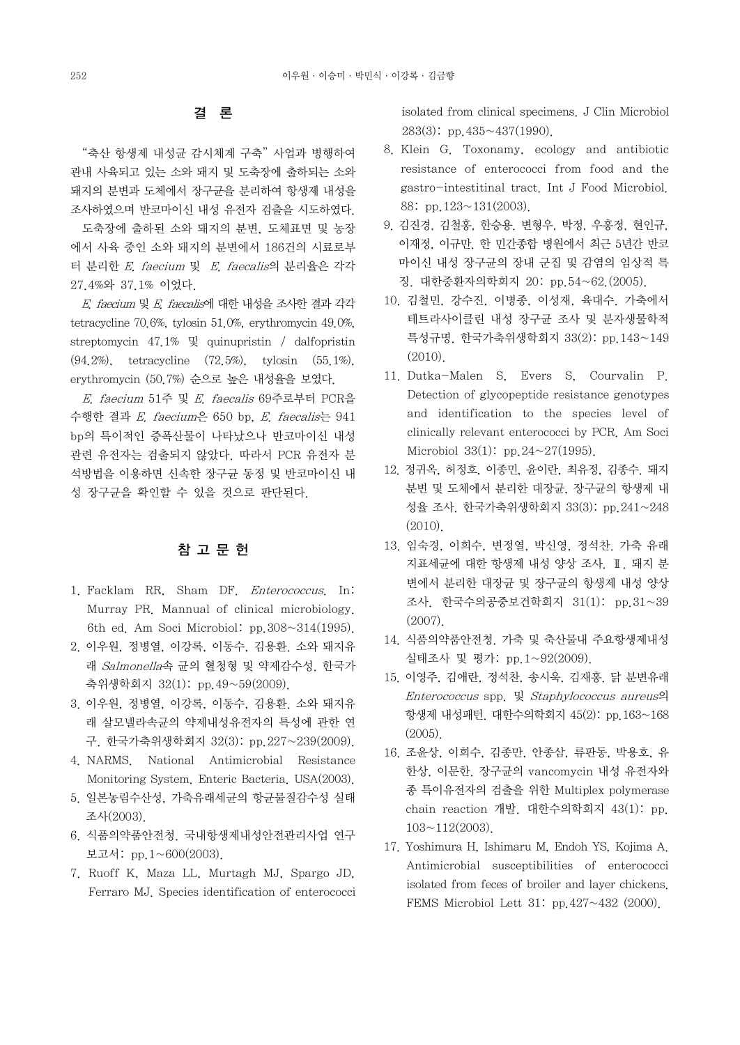## 결 론

“축산 항생제 내성균 감시체계 구축” 사업과 병행하여 관내 사육되고 있는 소와 돼지 및 도축장에 출하되는 소와 돼지의 분변과 도체에서 장구균을 분리하여 항생제 내성을 조사하였으며 반코마이신 내성 유전자 검출을 시도하였다.

도축장에 출하된 소와 돼지의 분변, 도체표면 및 농장에서 사육 중인 소와 돼지의 분변에서 186건의 시료로부터 분리한 *E. faecium* 및 *E. faecalis*의 분리율은 각각 27.4%와 37.1% 이었다.

*E. faecium* 및 *E. faecalis*에 대한 내성을 조사한 결과 각각 tetracycline 70.6%, tylosin 51.0%, erythromycin 49.0%, streptomycin 47.1% 및 quinupristin / dalfopristin (94.2%), tetracycline (72.5%), tylosin (55.1%), erythromycin (50.7%) 순으로 높은 내성율을 보였다.

*E. faecium* 51주 및 *E. faecalis* 69주로부터 PCR을 수행한 결과 *E. faecium*은 650 bp, *E. faecalis*는 941 bp의 특이적인 증폭산물이 나타났으나 반코마이신 내성 관련 유전자는 검출되지 않았다. 따라서 PCR 유전자 분석방법을 이용하면 신속한 장구균 동정 및 반코마이신 내성 장구균을 확인할 수 있을 것으로 판단된다.

## 참 고 문 헌

1. Facklam RR, Sham DF. *Enterococcus*. In: Murray PR. Mannual of clinical microbiology. 6th ed. Am Soci Microbiol: pp.308~314(1995).
2. 이우원, 정병열, 이강록, 이동수, 김용환. 소와 돼지유래 *Salmonella*속 균의 혈청형 및 약제감수성. 한국가축위생학회지 32(1): pp.49~59(2009).
3. 이우원, 정병열, 이강록, 이동수, 김용환. 소와 돼지유래 살모넬라속균의 약제내성유전자의 특성에 관한 연구. 한국가축위생학회지 32(3): pp.227~239(2009).
4. NARMS. National Antimicrobial Resistance Monitoring System. Enteric Bacteria. USA(2003).
5. 일본농림수산성. 가축유래세균의 항균물질감수성 실태조사(2003).
6. 식품의약품안전청. 국내항생제내성안전관리사업 연구보고서: pp.1~600(2003).
7. Ruoff K, Maza LL, Murtagh MJ, Spargo JD, Ferraro MJ. Species identification of enterococci isolated from clinical specimens. J Clin Microbiol 283(3): pp.435~437(1990).
8. Klein G. Toxonamy, ecology and antibiotic resistance of enterococci from food and the gastro-intestitinal tract. Int J Food Microbiol. 88: pp.123~131(2003).
9. 김진경, 김철홍, 한승용, 변형우, 박정, 우홍정, 현인규, 이재정, 이규만. 한 민간종합 병원에서 최근 5년간 반코마이신 내성 장구균의 장내 군집 및 감염의 임상적 특징. 대한중환자의학회지 20: pp.54~62.(2005).
10. 김철민, 강수진, 이병종, 이성재, 육대수. 가축에서 테트라사이클린 내성 장구균 조사 및 분자생물학적 특성규명. 한국가축위생학회지 33(2): pp.143~149 (2010).
11. Dutka-Malen S, Evers S, Courvalin P. Detection of glycopeptide resistance genotypes and identification to the species level of clinically relevant enterococci by PCR. Am Soci Microbiol 33(1): pp.24~27(1995).
12. 정귀옥, 허정호, 이종민, 윤이란, 최유정, 김종수. 돼지 분변 및 도체에서 분리한 대장균, 장구균의 항생제 내성율 조사. 한국가축위생학회지 33(3): pp.241~248 (2010).
13. 임숙경, 이희수, 변정열, 박신영, 정석찬. 가축 유래 지표세균에 대한 항생제 내성 양상 조사. Ⅱ. 돼지 분변에서 분리한 대장균 및 장구균의 항생제 내성 양상 조사. 한국수의공중보건학회지 31(1): pp.31~39 (2007).
14. 식품의약품안전청. 가축 및 축산물내 주요항생제내성 실태조사 및 평가: pp.1~92(2009).
15. 이영주, 김애란, 정석찬, 송시욱, 김재홍. 닭 분변유래 *Enterococcus* spp. 및 *Staphylococcus aureus*의 항생제 내성패턴. 대한수의학회지 45(2): pp.163~168 (2005).
16. 조윤상, 이희수, 김종만, 안종삼, 류판동, 박용호, 유한상, 이문한. 장구균의 vancomycin 내성 유전자와 종 특이유전자의 검출을 위한 Multiplex polymerase chain reaction 개발. 대한수의학회지 43(1): pp. 103~112(2003).
17. Yoshimura H, Ishimaru M, Endoh YS, Kojima A. Antimicrobial susceptibilities of enterococci isolated from feces of broiler and layer chickens. FEMS Microbiol Lett 31: pp.427~432 (2000).